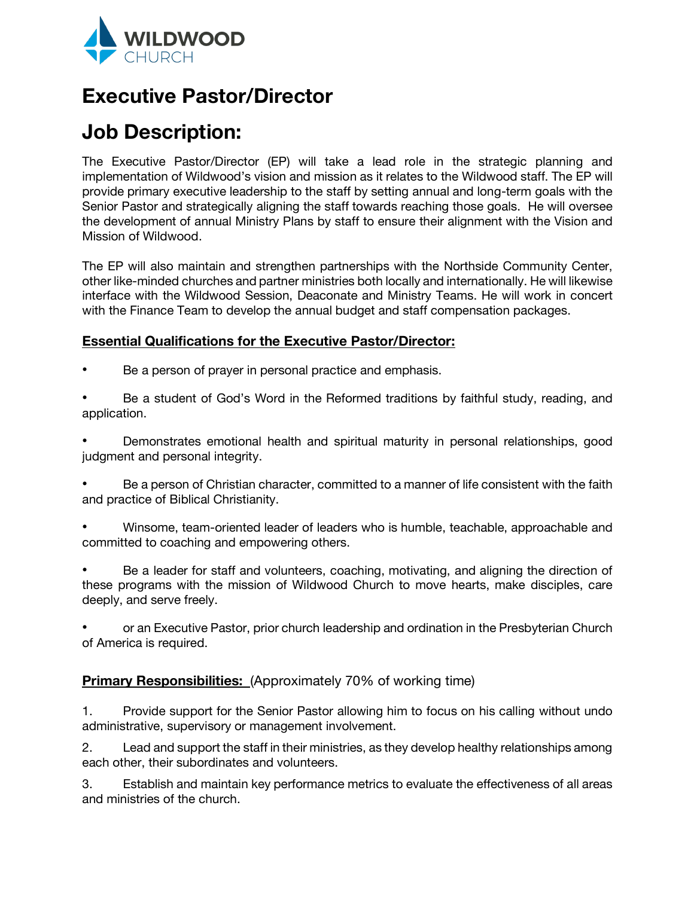WILDWOOD CHURCH

# Executive Pastor/Director

# Job Description:

The Executive Pastor/Director (EP) will take a lead role in the strategic planning and implementation of Wildwood's vision and mission as it relates to the Wildwood staff. The EP will provide primary executive leadership to the staff by setting annual and long-term goals with the Senior Pastor and strategically aligning the staff towards reaching those goals. He will oversee the development of annual Ministry Plans by staff to ensure their alignment with the Vision and Mission of Wildwood.

The EP will also maintain and strengthen partnerships with the Northside Community Center, other like-minded churches and partner ministries both locally and internationally. He will likewise interface with the Wildwood Session, Deaconate and Ministry Teams. He will work in concert with the Finance Team to develop the annual budget and staff compensation packages.

**Essential Qualifications for the Executive Pastor/Director:**

- Be a person of prayer in personal practice and emphasis.
- Be a student of God's Word in the Reformed traditions by faithful study, reading, and application.
- Demonstrates emotional health and spiritual maturity in personal relationships, good judgment and personal integrity.
- Be a person of Christian character, committed to a manner of life consistent with the faith and practice of Biblical Christianity.
- Winsome, team-oriented leader of leaders who is humble, teachable, approachable and committed to coaching and empowering others.
- Be a leader for staff and volunteers, coaching, motivating, and aligning the direction of these programs with the mission of Wildwood Church to move hearts, make disciples, care deeply, and serve freely.
- or an Executive Pastor, prior church leadership and ordination in the Presbyterian Church of America is required.

**Primary Responsibilities:** (Approximately 70% of working time)

1. Provide support for the Senior Pastor allowing him to focus on his calling without undo administrative, supervisory or management involvement.
2. Lead and support the staff in their ministries, as they develop healthy relationships among each other, their subordinates and volunteers.
3. Establish and maintain key performance metrics to evaluate the effectiveness of all areas and ministries of the church.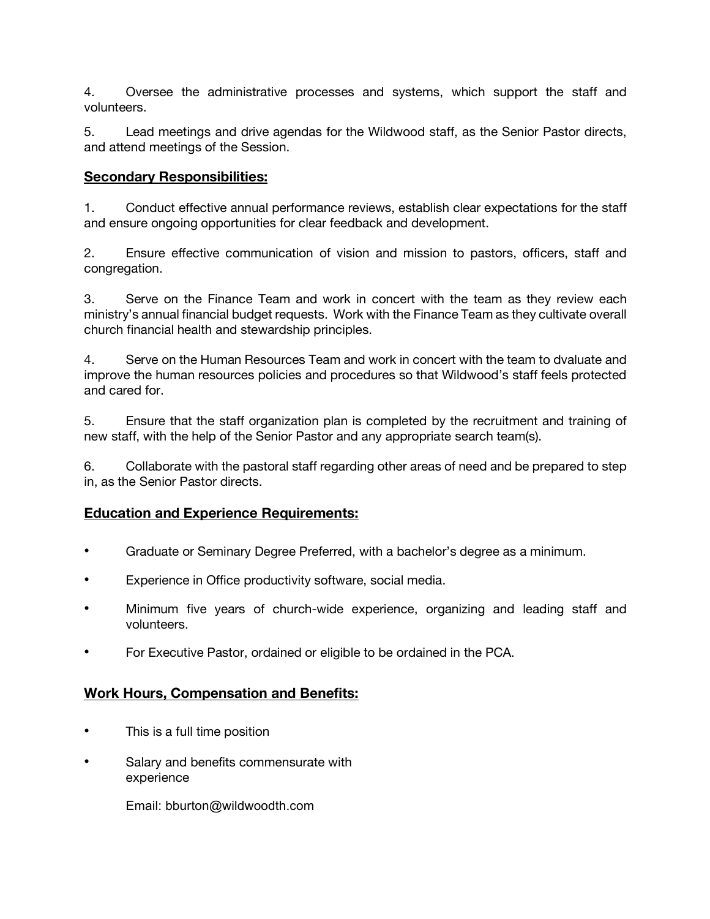4. Oversee the administrative processes and systems, which support the staff and volunteers.

5. Lead meetings and drive agendas for the Wildwood staff, as the Senior Pastor directs, and attend meetings of the Session.

## Secondary Responsibilities:

1. Conduct effective annual performance reviews, establish clear expectations for the staff and ensure ongoing opportunities for clear feedback and development.

2. Ensure effective communication of vision and mission to pastors, officers, staff and congregation.

3. Serve on the Finance Team and work in concert with the team as they review each ministry's annual financial budget requests. Work with the Finance Team as they cultivate overall church financial health and stewardship principles.

4. Serve on the Human Resources Team and work in concert with the team to dvaluate and improve the human resources policies and procedures so that Wildwood's staff feels protected and cared for.

5. Ensure that the staff organization plan is completed by the recruitment and training of new staff, with the help of the Senior Pastor and any appropriate search team(s).

6. Collaborate with the pastoral staff regarding other areas of need and be prepared to step in, as the Senior Pastor directs.

## Education and Experience Requirements:

- Graduate or Seminary Degree Preferred, with a bachelor's degree as a minimum.
- Experience in Office productivity software, social media.
- Minimum five years of church-wide experience, organizing and leading staff and volunteers.
- For Executive Pastor, ordained or eligible to be ordained in the PCA.

## Work Hours, Compensation and Benefits:

- This is a full time position
- Salary and benefits commensurate with experience

  Email: bburton@wildwoodth.com